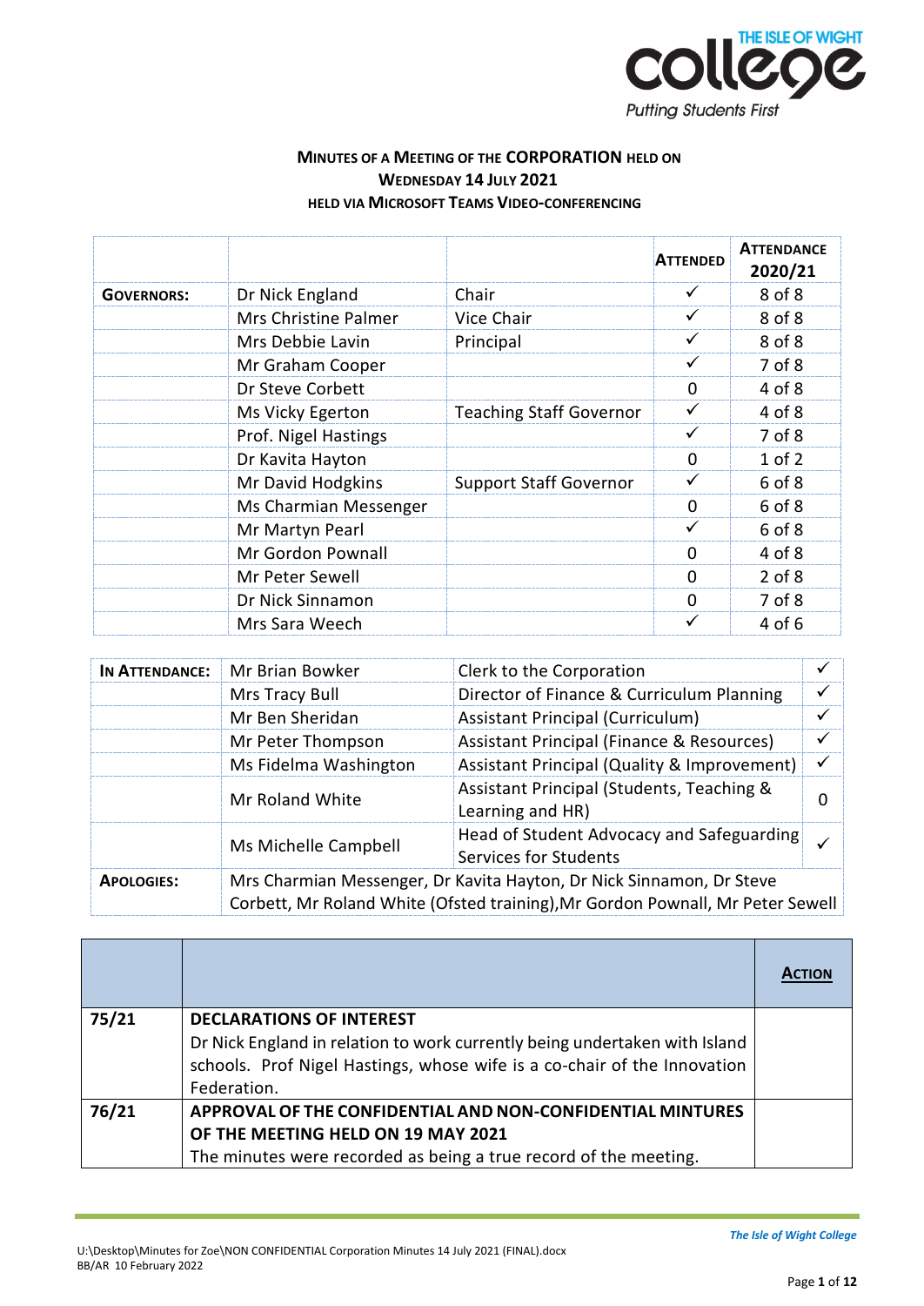# Minutes of a Meeting of the Corporation held on Wednesday 14 July 2021

## Held via Microsoft Teams Video-Conferencing

| | | | Attended | Attendance 2020/21 |
|---|---|---|---|---|
| **Governors:** | Dr Nick England | Chair | ✓ | 8 of 8 |
| | Mrs Christine Palmer | Vice Chair | ✓ | 8 of 8 |
| | Mrs Debbie Lavin | Principal | ✓ | 8 of 8 |
| | Mr Graham Cooper | | ✓ | 7 of 8 |
| | Dr Steve Corbett | | 0 | 4 of 8 |
| | Ms Vicky Egerton | Teaching Staff Governor | ✓ | 4 of 8 |
| | Prof. Nigel Hastings | | ✓ | 7 of 8 |
| | Dr Kavita Hayton | | 0 | 1 of 2 |
| | Mr David Hodgkins | Support Staff Governor | ✓ | 6 of 8 |
| | Ms Charmian Messenger | | 0 | 6 of 8 |
| | Mr Martyn Pearl | | ✓ | 6 of 8 |
| | Mr Gordon Pownall | | 0 | 4 of 8 |
| | Mr Peter Sewell | | 0 | 2 of 8 |
| | Dr Nick Sinnamon | | 0 | 7 of 8 |
| | Mrs Sara Weech | | ✓ | 4 of 6 |

| | | | |
|---|---|---|---|
| **In Attendance:** | Mr Brian Bowker | Clerk to the Corporation | ✓ |
| | Mrs Tracy Bull | Director of Finance & Curriculum Planning | ✓ |
| | Mr Ben Sheridan | Assistant Principal (Curriculum) | ✓ |
| | Mr Peter Thompson | Assistant Principal (Finance & Resources) | ✓ |
| | Ms Fidelma Washington | Assistant Principal (Quality & Improvement) | ✓ |
| | Mr Roland White | Assistant Principal (Students, Teaching & Learning and HR) | 0 |
| | Ms Michelle Campbell | Head of Student Advocacy and Safeguarding Services for Students | ✓ |
| **Apologies:** | Mrs Charmian Messenger, Dr Kavita Hayton, Dr Nick Sinnamon, Dr Steve Corbett, Mr Roland White (Ofsted training),Mr Gordon Pownall, Mr Peter Sewell | | |

| | | **Action** |
|---|---|---|
| **75/21** | **DECLARATIONS OF INTEREST**<br>Dr Nick England in relation to work currently being undertaken with Island schools. Prof Nigel Hastings, whose wife is a co-chair of the Innovation Federation. | |
| **76/21** | **APPROVAL OF THE CONFIDENTIAL AND NON-CONFIDENTIAL MINTURES OF THE MEETING HELD ON 19 MAY 2021**<br>The minutes were recorded as being a true record of the meeting. | |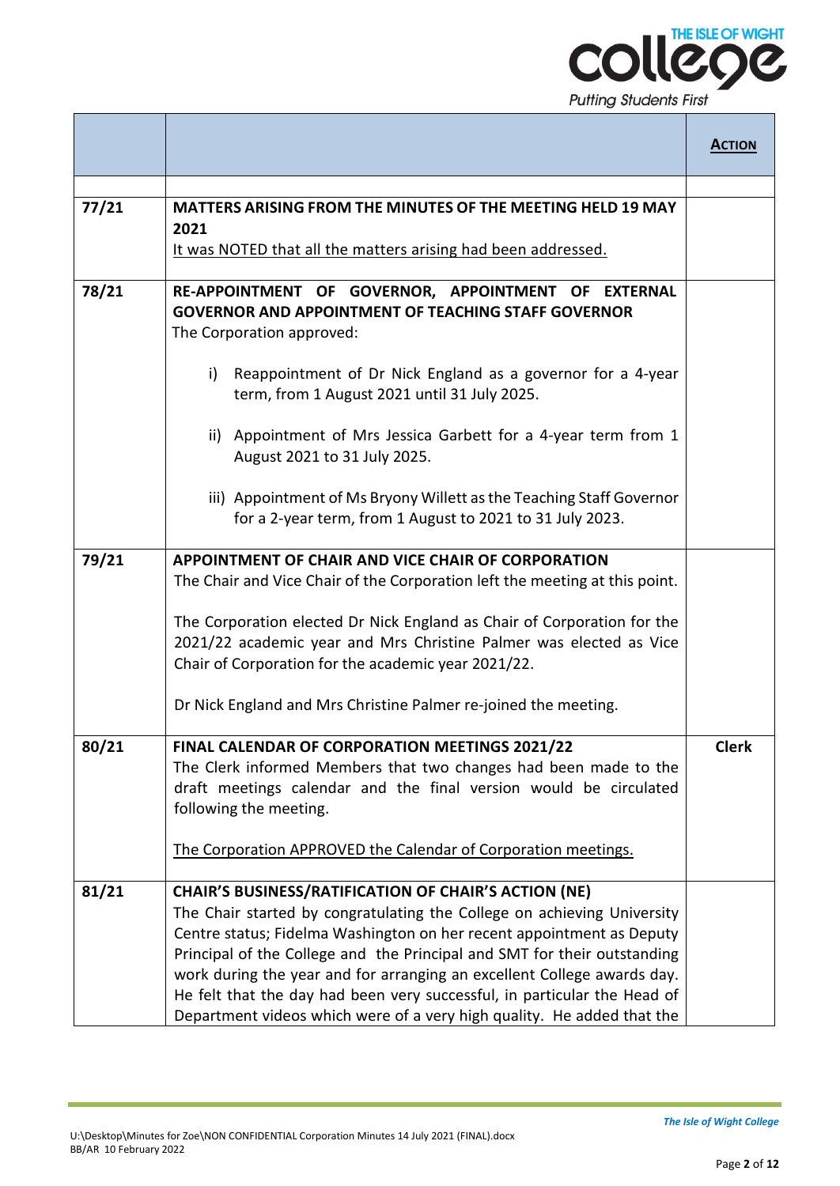| | | **ACTION** |
|---|---|---|
| | | |
| 77/21 | **MATTERS ARISING FROM THE MINUTES OF THE MEETING HELD 19 MAY 2021**<br>It was NOTED that all the matters arising had been addressed. | |
| 78/21 | **RE-APPOINTMENT OF GOVERNOR, APPOINTMENT OF EXTERNAL GOVERNOR AND APPOINTMENT OF TEACHING STAFF GOVERNOR**<br>The Corporation approved:<br><br>i) Reappointment of Dr Nick England as a governor for a 4-year term, from 1 August 2021 until 31 July 2025.<br><br>ii) Appointment of Mrs Jessica Garbett for a 4-year term from 1 August 2021 to 31 July 2025.<br><br>iii) Appointment of Ms Bryony Willett as the Teaching Staff Governor for a 2-year term, from 1 August to 2021 to 31 July 2023. | |
| 79/21 | **APPOINTMENT OF CHAIR AND VICE CHAIR OF CORPORATION**<br>The Chair and Vice Chair of the Corporation left the meeting at this point.<br><br>The Corporation elected Dr Nick England as Chair of Corporation for the 2021/22 academic year and Mrs Christine Palmer was elected as Vice Chair of Corporation for the academic year 2021/22.<br><br>Dr Nick England and Mrs Christine Palmer re-joined the meeting. | |
| 80/21 | **FINAL CALENDAR OF CORPORATION MEETINGS 2021/22**<br>The Clerk informed Members that two changes had been made to the draft meetings calendar and the final version would be circulated following the meeting.<br><br>The Corporation APPROVED the Calendar of Corporation meetings. | **Clerk** |
| 81/21 | **CHAIR'S BUSINESS/RATIFICATION OF CHAIR'S ACTION (NE)**<br>The Chair started by congratulating the College on achieving University Centre status; Fidelma Washington on her recent appointment as Deputy Principal of the College and the Principal and SMT for their outstanding work during the year and for arranging an excellent College awards day. He felt that the day had been very successful, in particular the Head of Department videos which were of a very high quality. He added that the | |

U:\Desktop\Minutes for Zoe\NON CONFIDENTIAL Corporation Minutes 14 July 2021 (FINAL).docx
BB/AR 10 February 2022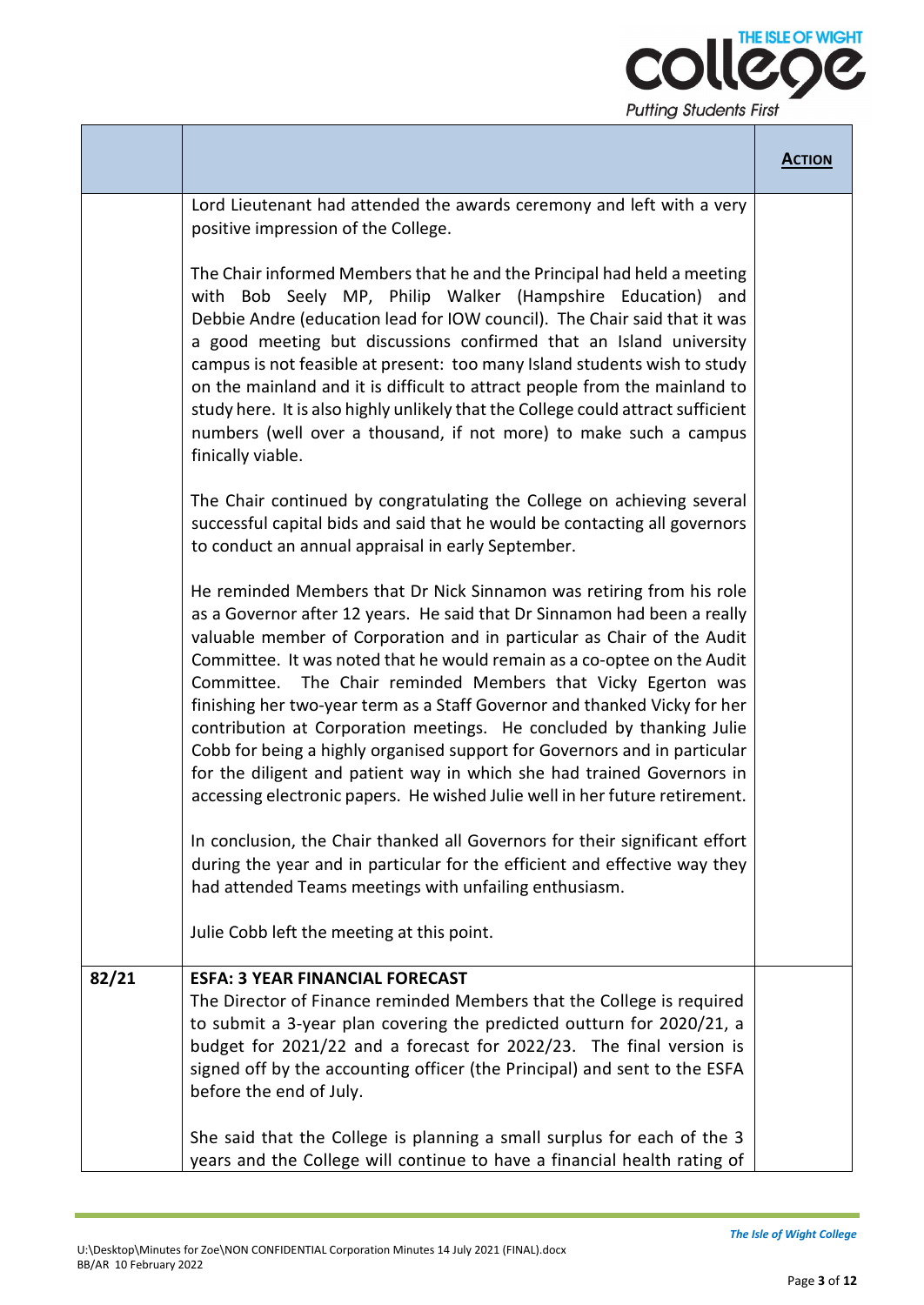| | | **ACTION** |
|---|---|---|
| | Lord Lieutenant had attended the awards ceremony and left with a very positive impression of the College.<br><br>The Chair informed Members that he and the Principal had held a meeting with Bob Seely MP, Philip Walker (Hampshire Education) and Debbie Andre (education lead for IOW council). The Chair said that it was a good meeting but discussions confirmed that an Island university campus is not feasible at present: too many Island students wish to study on the mainland and it is difficult to attract people from the mainland to study here. It is also highly unlikely that the College could attract sufficient numbers (well over a thousand, if not more) to make such a campus finically viable.<br><br>The Chair continued by congratulating the College on achieving several successful capital bids and said that he would be contacting all governors to conduct an annual appraisal in early September.<br><br>He reminded Members that Dr Nick Sinnamon was retiring from his role as a Governor after 12 years. He said that Dr Sinnamon had been a really valuable member of Corporation and in particular as Chair of the Audit Committee. It was noted that he would remain as a co-optee on the Audit Committee. The Chair reminded Members that Vicky Egerton was finishing her two-year term as a Staff Governor and thanked Vicky for her contribution at Corporation meetings. He concluded by thanking Julie Cobb for being a highly organised support for Governors and in particular for the diligent and patient way in which she had trained Governors in accessing electronic papers. He wished Julie well in her future retirement.<br><br>In conclusion, the Chair thanked all Governors for their significant effort during the year and in particular for the efficient and effective way they had attended Teams meetings with unfailing enthusiasm.<br><br>Julie Cobb left the meeting at this point. | |
| 82/21 | **ESFA: 3 YEAR FINANCIAL FORECAST**<br>The Director of Finance reminded Members that the College is required to submit a 3-year plan covering the predicted outturn for 2020/21, a budget for 2021/22 and a forecast for 2022/23. The final version is signed off by the accounting officer (the Principal) and sent to the ESFA before the end of July.<br><br>She said that the College is planning a small surplus for each of the 3 years and the College will continue to have a financial health rating of | |

U:\Desktop\Minutes for Zoe\NON CONFIDENTIAL Corporation Minutes 14 July 2021 (FINAL).docx
BB/AR 10 February 2022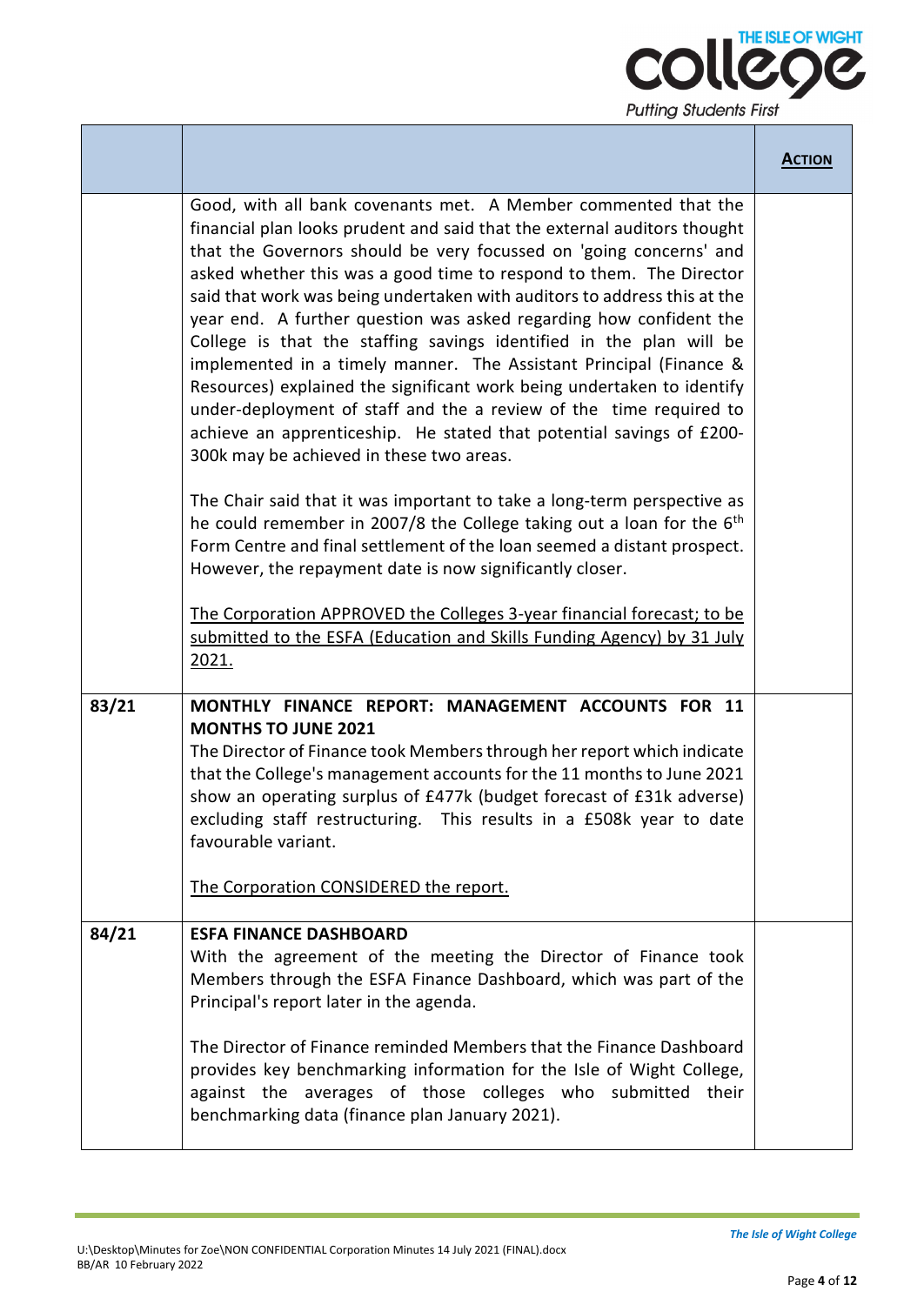| | | **ACTION** |
|---|---|---|
| | Good, with all bank covenants met. A Member commented that the financial plan looks prudent and said that the external auditors thought that the Governors should be very focussed on 'going concerns' and asked whether this was a good time to respond to them. The Director said that work was being undertaken with auditors to address this at the year end. A further question was asked regarding how confident the College is that the staffing savings identified in the plan will be implemented in a timely manner. The Assistant Principal (Finance & Resources) explained the significant work being undertaken to identify under-deployment of staff and the a review of the time required to achieve an apprenticeship. He stated that potential savings of £200-300k may be achieved in these two areas.<br><br>The Chair said that it was important to take a long-term perspective as he could remember in 2007/8 the College taking out a loan for the 6th Form Centre and final settlement of the loan seemed a distant prospect. However, the repayment date is now significantly closer.<br><br><u>The Corporation APPROVED the Colleges 3-year financial forecast; to be submitted to the ESFA (Education and Skills Funding Agency) by 31 July 2021.</u> | |
| **83/21** | **MONTHLY FINANCE REPORT: MANAGEMENT ACCOUNTS FOR 11 MONTHS TO JUNE 2021**<br>The Director of Finance took Members through her report which indicate that the College's management accounts for the 11 months to June 2021 show an operating surplus of £477k (budget forecast of £31k adverse) excluding staff restructuring. This results in a £508k year to date favourable variant.<br><br><u>The Corporation CONSIDERED the report.</u> | |
| **84/21** | **ESFA FINANCE DASHBOARD**<br>With the agreement of the meeting the Director of Finance took Members through the ESFA Finance Dashboard, which was part of the Principal's report later in the agenda.<br><br>The Director of Finance reminded Members that the Finance Dashboard provides key benchmarking information for the Isle of Wight College, against the averages of those colleges who submitted their benchmarking data (finance plan January 2021). | |

U:\Desktop\Minutes for Zoe\NON CONFIDENTIAL Corporation Minutes 14 July 2021 (FINAL).docx
BB/AR 10 February 2022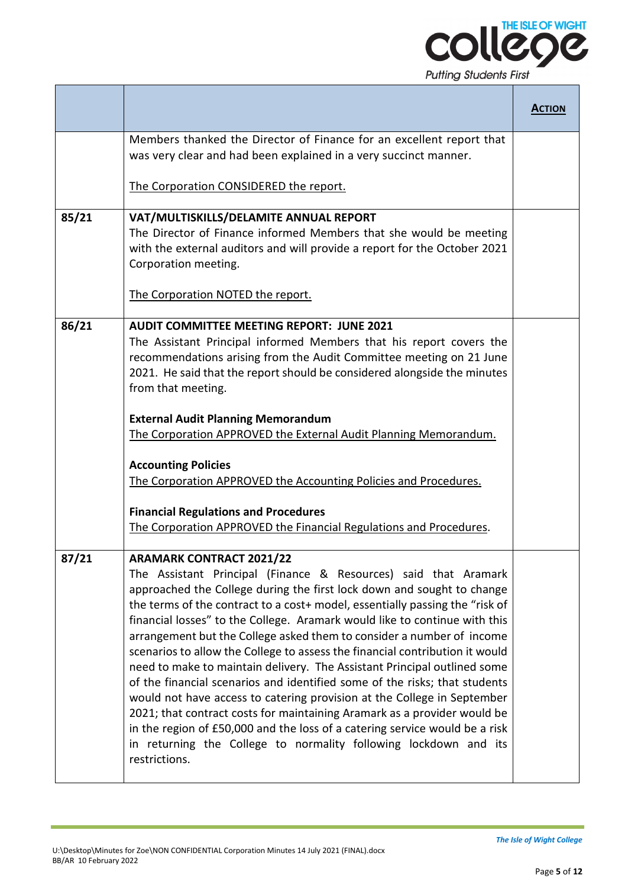| | | **ACTION** |
|---|---|---|
| | Members thanked the Director of Finance for an excellent report that was very clear and had been explained in a very succinct manner.<br><br>The Corporation CONSIDERED the report. | |
| 85/21 | **VAT/MULTISKILLS/DELAMITE ANNUAL REPORT**<br>The Director of Finance informed Members that she would be meeting with the external auditors and will provide a report for the October 2021 Corporation meeting.<br><br>The Corporation NOTED the report. | |
| 86/21 | **AUDIT COMMITTEE MEETING REPORT: JUNE 2021**<br>The Assistant Principal informed Members that his report covers the recommendations arising from the Audit Committee meeting on 21 June 2021. He said that the report should be considered alongside the minutes from that meeting.<br><br>**External Audit Planning Memorandum**<br>The Corporation APPROVED the External Audit Planning Memorandum.<br><br>**Accounting Policies**<br>The Corporation APPROVED the Accounting Policies and Procedures.<br><br>**Financial Regulations and Procedures**<br>The Corporation APPROVED the Financial Regulations and Procedures. | |
| 87/21 | **ARAMARK CONTRACT 2021/22**<br>The Assistant Principal (Finance & Resources) said that Aramark approached the College during the first lock down and sought to change the terms of the contract to a cost+ model, essentially passing the "risk of financial losses" to the College. Aramark would like to continue with this arrangement but the College asked them to consider a number of income scenarios to allow the College to assess the financial contribution it would need to make to maintain delivery. The Assistant Principal outlined some of the financial scenarios and identified some of the risks; that students would not have access to catering provision at the College in September 2021; that contract costs for maintaining Aramark as a provider would be in the region of £50,000 and the loss of a catering service would be a risk in returning the College to normality following lockdown and its restrictions. | |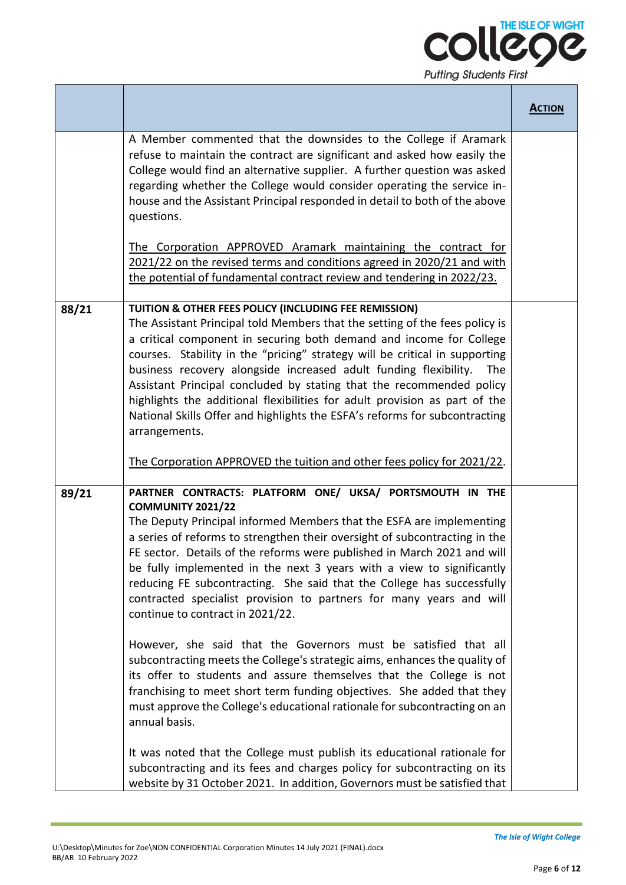| | | **ACTION** |
|---|---|---|
| | A Member commented that the downsides to the College if Aramark refuse to maintain the contract are significant and asked how easily the College would find an alternative supplier. A further question was asked regarding whether the College would consider operating the service in-house and the Assistant Principal responded in detail to both of the above questions.<br><br>The Corporation APPROVED Aramark maintaining the contract for 2021/22 on the revised terms and conditions agreed in 2020/21 and with the potential of fundamental contract review and tendering in 2022/23. | |
| **88/21** | **TUITION & OTHER FEES POLICY (INCLUDING FEE REMISSION)**<br>The Assistant Principal told Members that the setting of the fees policy is a critical component in securing both demand and income for College courses. Stability in the "pricing" strategy will be critical in supporting business recovery alongside increased adult funding flexibility. The Assistant Principal concluded by stating that the recommended policy highlights the additional flexibilities for adult provision as part of the National Skills Offer and highlights the ESFA's reforms for subcontracting arrangements.<br><br>The Corporation APPROVED the tuition and other fees policy for 2021/22. | |
| **89/21** | **PARTNER CONTRACTS: PLATFORM ONE/ UKSA/ PORTSMOUTH IN THE COMMUNITY 2021/22**<br>The Deputy Principal informed Members that the ESFA are implementing a series of reforms to strengthen their oversight of subcontracting in the FE sector. Details of the reforms were published in March 2021 and will be fully implemented in the next 3 years with a view to significantly reducing FE subcontracting. She said that the College has successfully contracted specialist provision to partners for many years and will continue to contract in 2021/22.<br><br>However, she said that the Governors must be satisfied that all subcontracting meets the College's strategic aims, enhances the quality of its offer to students and assure themselves that the College is not franchising to meet short term funding objectives. She added that they must approve the College's educational rationale for subcontracting on an annual basis.<br><br>It was noted that the College must publish its educational rationale for subcontracting and its fees and charges policy for subcontracting on its website by 31 October 2021. In addition, Governors must be satisfied that | |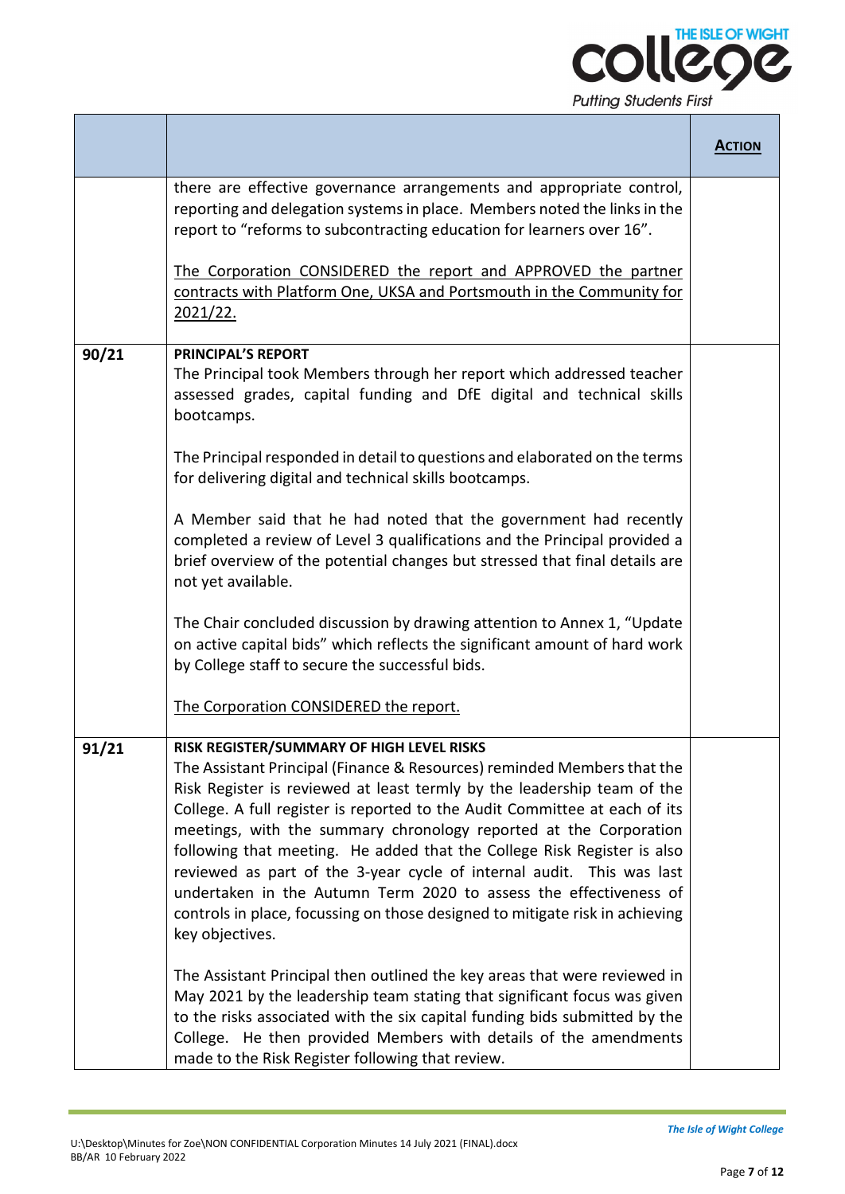| | | **ACTION** |
|---|---|---|
| | there are effective governance arrangements and appropriate control, reporting and delegation systems in place. Members noted the links in the report to "reforms to subcontracting education for learners over 16".<br><br>The Corporation CONSIDERED the report and APPROVED the partner contracts with Platform One, UKSA and Portsmouth in the Community for 2021/22. | |
| **90/21** | **PRINCIPAL'S REPORT**<br>The Principal took Members through her report which addressed teacher assessed grades, capital funding and DfE digital and technical skills bootcamps.<br><br>The Principal responded in detail to questions and elaborated on the terms for delivering digital and technical skills bootcamps.<br><br>A Member said that he had noted that the government had recently completed a review of Level 3 qualifications and the Principal provided a brief overview of the potential changes but stressed that final details are not yet available.<br><br>The Chair concluded discussion by drawing attention to Annex 1, "Update on active capital bids" which reflects the significant amount of hard work by College staff to secure the successful bids.<br><br>The Corporation CONSIDERED the report. | |
| **91/21** | **RISK REGISTER/SUMMARY OF HIGH LEVEL RISKS**<br>The Assistant Principal (Finance & Resources) reminded Members that the Risk Register is reviewed at least termly by the leadership team of the College. A full register is reported to the Audit Committee at each of its meetings, with the summary chronology reported at the Corporation following that meeting. He added that the College Risk Register is also reviewed as part of the 3-year cycle of internal audit. This was last undertaken in the Autumn Term 2020 to assess the effectiveness of controls in place, focussing on those designed to mitigate risk in achieving key objectives.<br><br>The Assistant Principal then outlined the key areas that were reviewed in May 2021 by the leadership team stating that significant focus was given to the risks associated with the six capital funding bids submitted by the College. He then provided Members with details of the amendments made to the Risk Register following that review. | |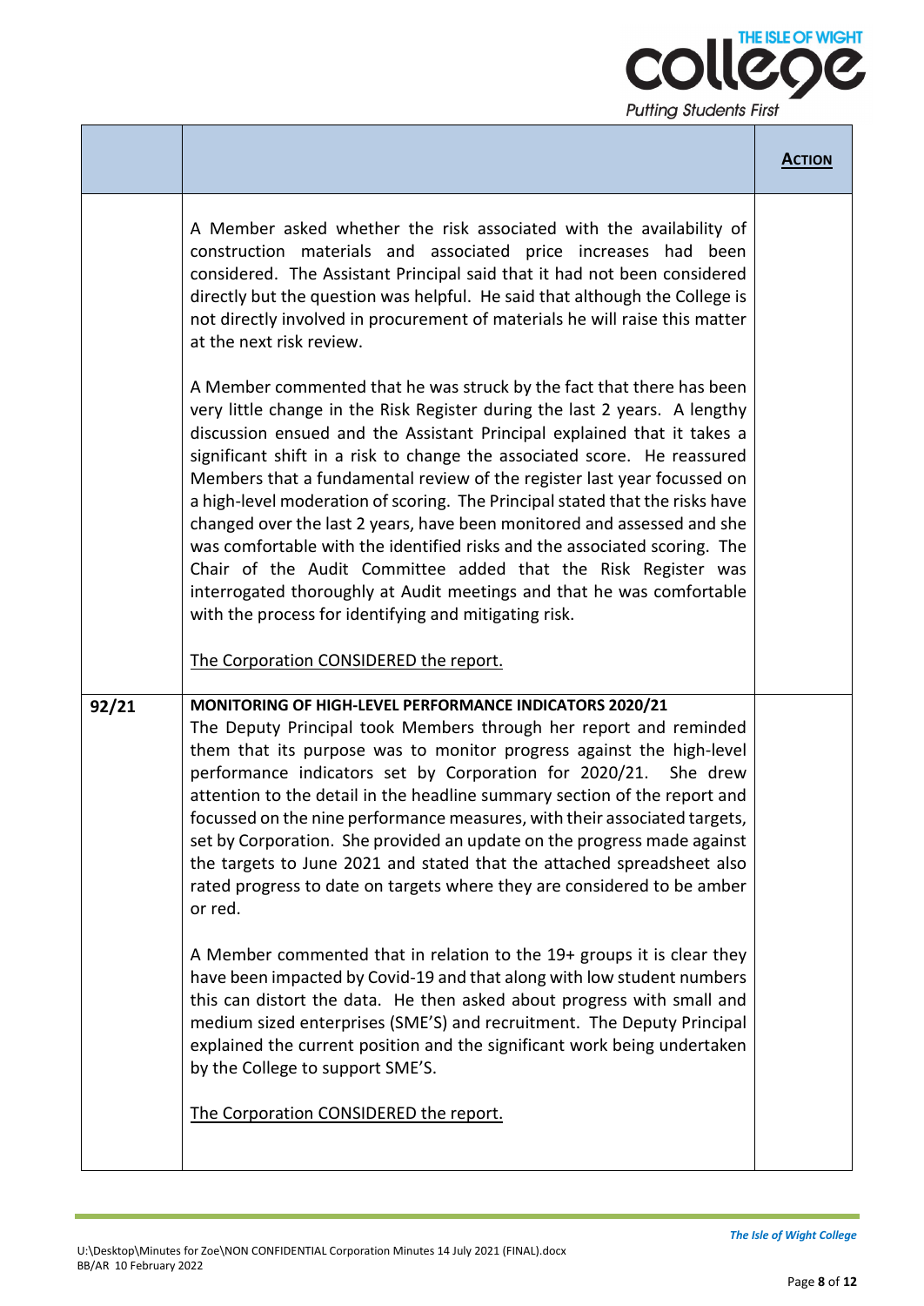| | | **ACTION** |
|---|---|---|
| | A Member asked whether the risk associated with the availability of construction materials and associated price increases had been considered. The Assistant Principal said that it had not been considered directly but the question was helpful. He said that although the College is not directly involved in procurement of materials he will raise this matter at the next risk review.<br><br>A Member commented that he was struck by the fact that there has been very little change in the Risk Register during the last 2 years. A lengthy discussion ensued and the Assistant Principal explained that it takes a significant shift in a risk to change the associated score. He reassured Members that a fundamental review of the register last year focussed on a high-level moderation of scoring. The Principal stated that the risks have changed over the last 2 years, have been monitored and assessed and she was comfortable with the identified risks and the associated scoring. The Chair of the Audit Committee added that the Risk Register was interrogated thoroughly at Audit meetings and that he was comfortable with the process for identifying and mitigating risk.<br><br>The Corporation CONSIDERED the report. | |
| **92/21** | **MONITORING OF HIGH-LEVEL PERFORMANCE INDICATORS 2020/21**<br>The Deputy Principal took Members through her report and reminded them that its purpose was to monitor progress against the high-level performance indicators set by Corporation for 2020/21. She drew attention to the detail in the headline summary section of the report and focussed on the nine performance measures, with their associated targets, set by Corporation. She provided an update on the progress made against the targets to June 2021 and stated that the attached spreadsheet also rated progress to date on targets where they are considered to be amber or red.<br><br>A Member commented that in relation to the 19+ groups it is clear they have been impacted by Covid-19 and that along with low student numbers this can distort the data. He then asked about progress with small and medium sized enterprises (SME'S) and recruitment. The Deputy Principal explained the current position and the significant work being undertaken by the College to support SME'S.<br><br>The Corporation CONSIDERED the report. | |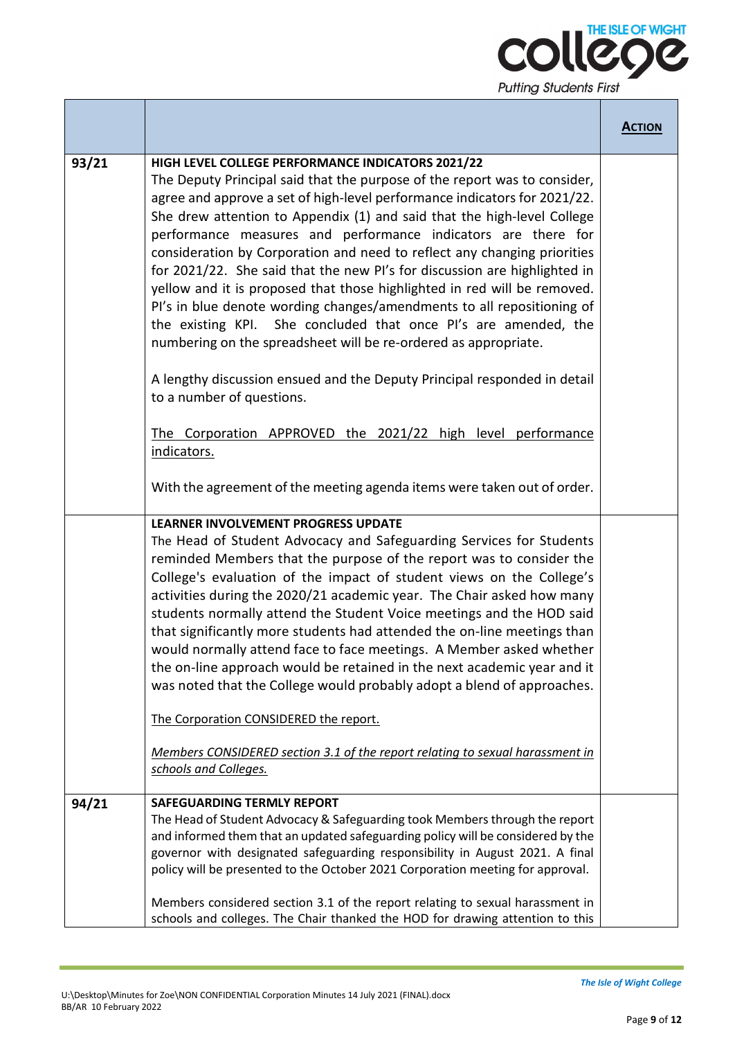| | | **ACTION** |
|---|---|---|
| 93/21 | **HIGH LEVEL COLLEGE PERFORMANCE INDICATORS 2021/22**<br>The Deputy Principal said that the purpose of the report was to consider, agree and approve a set of high-level performance indicators for 2021/22. She drew attention to Appendix (1) and said that the high-level College performance measures and performance indicators are there for consideration by Corporation and need to reflect any changing priorities for 2021/22. She said that the new PI's for discussion are highlighted in yellow and it is proposed that those highlighted in red will be removed. PI's in blue denote wording changes/amendments to all repositioning of the existing KPI. She concluded that once PI's are amended, the numbering on the spreadsheet will be re-ordered as appropriate.<br><br>A lengthy discussion ensued and the Deputy Principal responded in detail to a number of questions.<br><br><u>The Corporation APPROVED the 2021/22 high level performance indicators.</u><br><br>With the agreement of the meeting agenda items were taken out of order. | |
| | **LEARNER INVOLVEMENT PROGRESS UPDATE**<br>The Head of Student Advocacy and Safeguarding Services for Students reminded Members that the purpose of the report was to consider the College's evaluation of the impact of student views on the College's activities during the 2020/21 academic year. The Chair asked how many students normally attend the Student Voice meetings and the HOD said that significantly more students had attended the on-line meetings than would normally attend face to face meetings. A Member asked whether the on-line approach would be retained in the next academic year and it was noted that the College would probably adopt a blend of approaches.<br><br><u>The Corporation CONSIDERED the report.</u><br><br>*<u>Members CONSIDERED section 3.1 of the report relating to sexual harassment in schools and Colleges.</u>* | |
| 94/21 | **SAFEGUARDING TERMLY REPORT**<br>The Head of Student Advocacy & Safeguarding took Members through the report and informed them that an updated safeguarding policy will be considered by the governor with designated safeguarding responsibility in August 2021. A final policy will be presented to the October 2021 Corporation meeting for approval.<br><br>Members considered section 3.1 of the report relating to sexual harassment in schools and colleges. The Chair thanked the HOD for drawing attention to this | |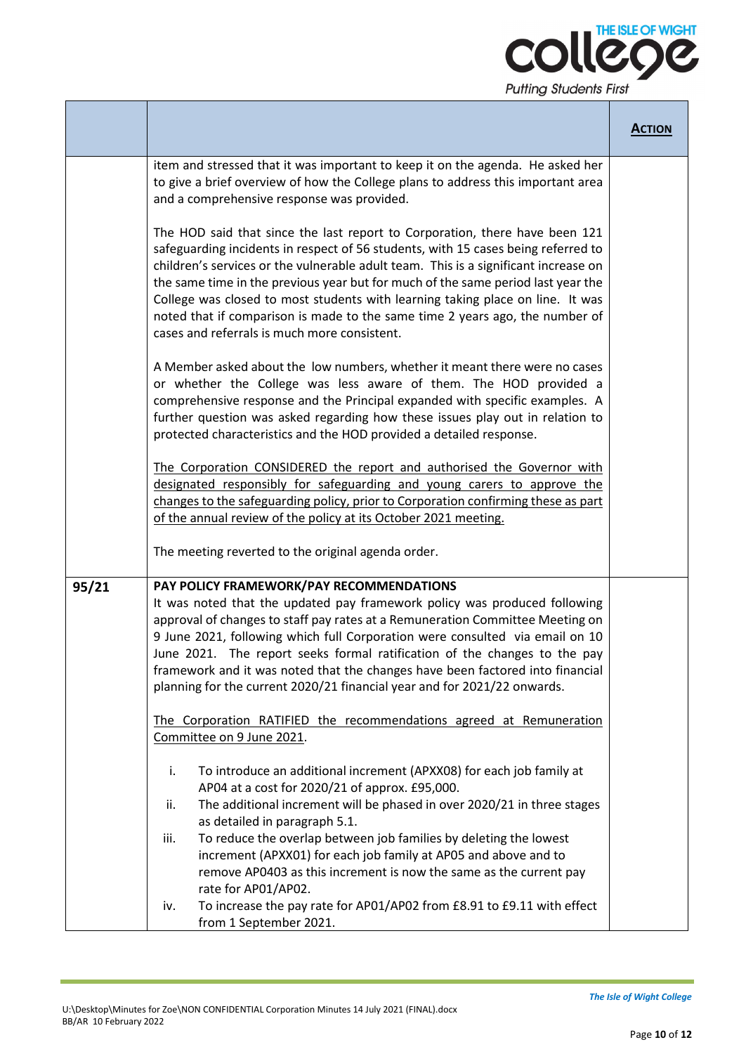| | | **ACTION** |
|---|---|---|
| | item and stressed that it was important to keep it on the agenda. He asked her to give a brief overview of how the College plans to address this important area and a comprehensive response was provided.<br><br>The HOD said that since the last report to Corporation, there have been 121 safeguarding incidents in respect of 56 students, with 15 cases being referred to children's services or the vulnerable adult team. This is a significant increase on the same time in the previous year but for much of the same period last year the College was closed to most students with learning taking place on line. It was noted that if comparison is made to the same time 2 years ago, the number of cases and referrals is much more consistent.<br><br>A Member asked about the low numbers, whether it meant there were no cases or whether the College was less aware of them. The HOD provided a comprehensive response and the Principal expanded with specific examples. A further question was asked regarding how these issues play out in relation to protected characteristics and the HOD provided a detailed response.<br><br><u>The Corporation CONSIDERED the report and authorised the Governor with designated responsibly for safeguarding and young carers to approve the changes to the safeguarding policy, prior to Corporation confirming these as part of the annual review of the policy at its October 2021 meeting.</u><br><br>The meeting reverted to the original agenda order. | |
| **95/21** | **PAY POLICY FRAMEWORK/PAY RECOMMENDATIONS**<br>It was noted that the updated pay framework policy was produced following approval of changes to staff pay rates at a Remuneration Committee Meeting on 9 June 2021, following which full Corporation were consulted via email on 10 June 2021. The report seeks formal ratification of the changes to the pay framework and it was noted that the changes have been factored into financial planning for the current 2020/21 financial year and for 2021/22 onwards.<br><br><u>The Corporation RATIFIED the recommendations agreed at Remuneration Committee on 9 June 2021</u>.<br><br>i. To introduce an additional increment (APXX08) for each job family at AP04 at a cost for 2020/21 of approx. £95,000.<br>ii. The additional increment will be phased in over 2020/21 in three stages as detailed in paragraph 5.1.<br>iii. To reduce the overlap between job families by deleting the lowest increment (APXX01) for each job family at AP05 and above and to remove AP0403 as this increment is now the same as the current pay rate for AP01/AP02.<br>iv. To increase the pay rate for AP01/AP02 from £8.91 to £9.11 with effect from 1 September 2021. | |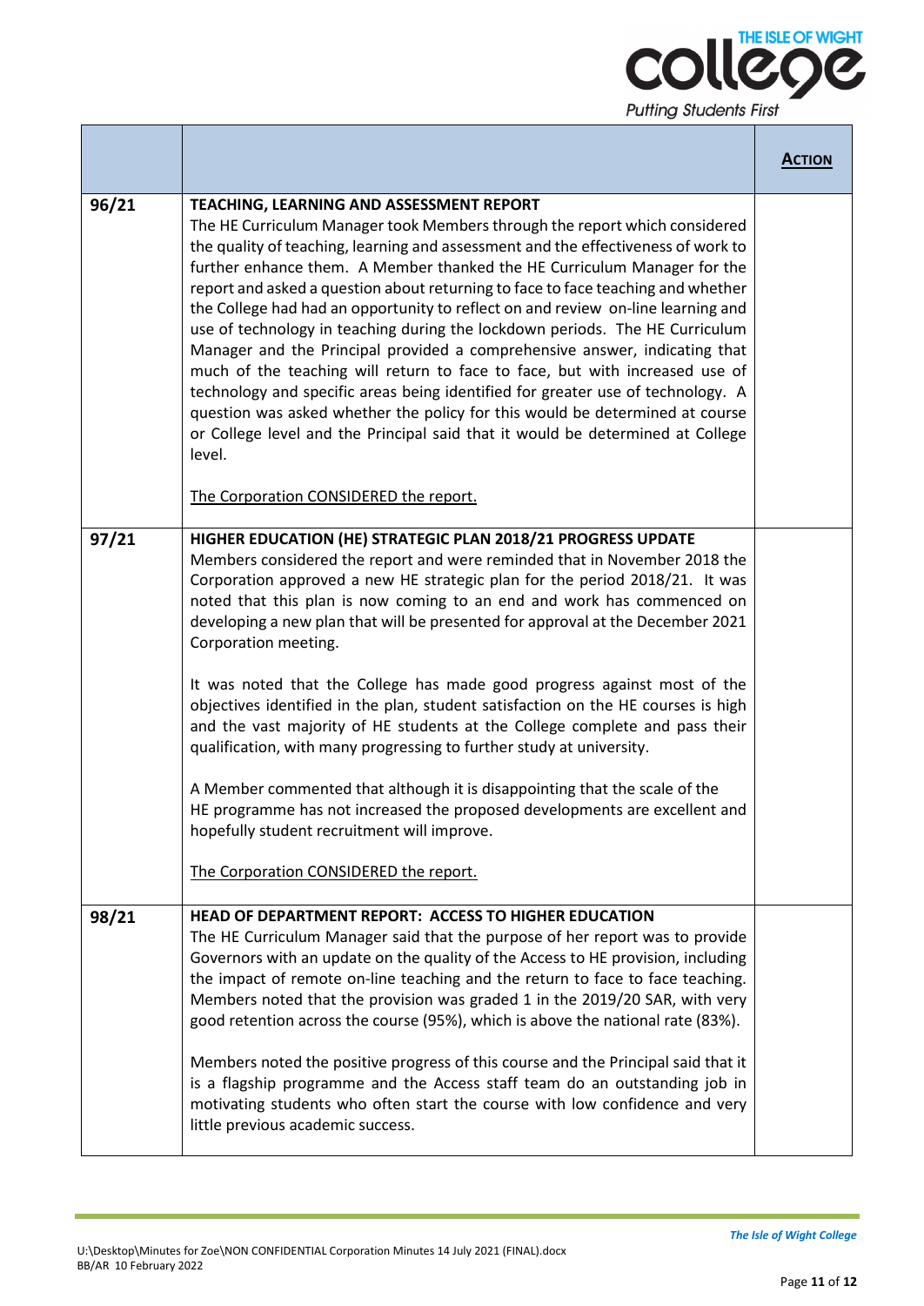| | | ACTION |
|---|---|---|
| 96/21 | **TEACHING, LEARNING AND ASSESSMENT REPORT**<br>The HE Curriculum Manager took Members through the report which considered the quality of teaching, learning and assessment and the effectiveness of work to further enhance them. A Member thanked the HE Curriculum Manager for the report and asked a question about returning to face to face teaching and whether the College had had an opportunity to reflect on and review on-line learning and use of technology in teaching during the lockdown periods. The HE Curriculum Manager and the Principal provided a comprehensive answer, indicating that much of the teaching will return to face to face, but with increased use of technology and specific areas being identified for greater use of technology. A question was asked whether the policy for this would be determined at course or College level and the Principal said that it would be determined at College level.<br><br>The Corporation CONSIDERED the report. | |
| 97/21 | **HIGHER EDUCATION (HE) STRATEGIC PLAN 2018/21 PROGRESS UPDATE**<br>Members considered the report and were reminded that in November 2018 the Corporation approved a new HE strategic plan for the period 2018/21. It was noted that this plan is now coming to an end and work has commenced on developing a new plan that will be presented for approval at the December 2021 Corporation meeting.<br><br>It was noted that the College has made good progress against most of the objectives identified in the plan, student satisfaction on the HE courses is high and the vast majority of HE students at the College complete and pass their qualification, with many progressing to further study at university.<br><br>A Member commented that although it is disappointing that the scale of the HE programme has not increased the proposed developments are excellent and hopefully student recruitment will improve.<br><br>The Corporation CONSIDERED the report. | |
| 98/21 | **HEAD OF DEPARTMENT REPORT: ACCESS TO HIGHER EDUCATION**<br>The HE Curriculum Manager said that the purpose of her report was to provide Governors with an update on the quality of the Access to HE provision, including the impact of remote on-line teaching and the return to face to face teaching. Members noted that the provision was graded 1 in the 2019/20 SAR, with very good retention across the course (95%), which is above the national rate (83%).<br><br>Members noted the positive progress of this course and the Principal said that it is a flagship programme and the Access staff team do an outstanding job in motivating students who often start the course with low confidence and very little previous academic success. | |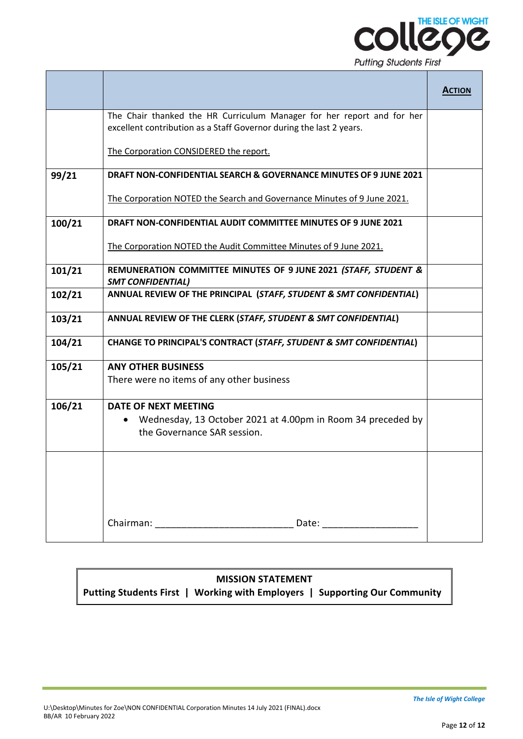| | | **ACTION** |
|---|---|---|
| | The Chair thanked the HR Curriculum Manager for her report and for her excellent contribution as a Staff Governor during the last 2 years.<br><br>The Corporation CONSIDERED the report. | |
| **99/21** | **DRAFT NON-CONFIDENTIAL SEARCH & GOVERNANCE MINUTES OF 9 JUNE 2021**<br><br>The Corporation NOTED the Search and Governance Minutes of 9 June 2021. | |
| **100/21** | **DRAFT NON-CONFIDENTIAL AUDIT COMMITTEE MINUTES OF 9 JUNE 2021**<br><br>The Corporation NOTED the Audit Committee Minutes of 9 June 2021. | |
| **101/21** | **REMUNERATION COMMITTEE MINUTES OF 9 JUNE 2021 *(STAFF, STUDENT & SMT CONFIDENTIAL)*** | |
| **102/21** | **ANNUAL REVIEW OF THE PRINCIPAL (*STAFF, STUDENT & SMT CONFIDENTIAL*)** | |
| **103/21** | **ANNUAL REVIEW OF THE CLERK (*STAFF, STUDENT & SMT CONFIDENTIAL*)** | |
| **104/21** | **CHANGE TO PRINCIPAL'S CONTRACT (*STAFF, STUDENT & SMT CONFIDENTIAL*)** | |
| **105/21** | **ANY OTHER BUSINESS**<br>There were no items of any other business | |
| **106/21** | **DATE OF NEXT MEETING**<br>• Wednesday, 13 October 2021 at 4.00pm in Room 34 preceded by the Governance SAR session. | |
| | Chairman: __________________________ Date: __________________ | |

**MISSION STATEMENT**
**Putting Students First | Working with Employers | Supporting Our Community**

U:\Desktop\Minutes for Zoe\NON CONFIDENTIAL Corporation Minutes 14 July 2021 (FINAL).docx
BB/AR 10 February 2022